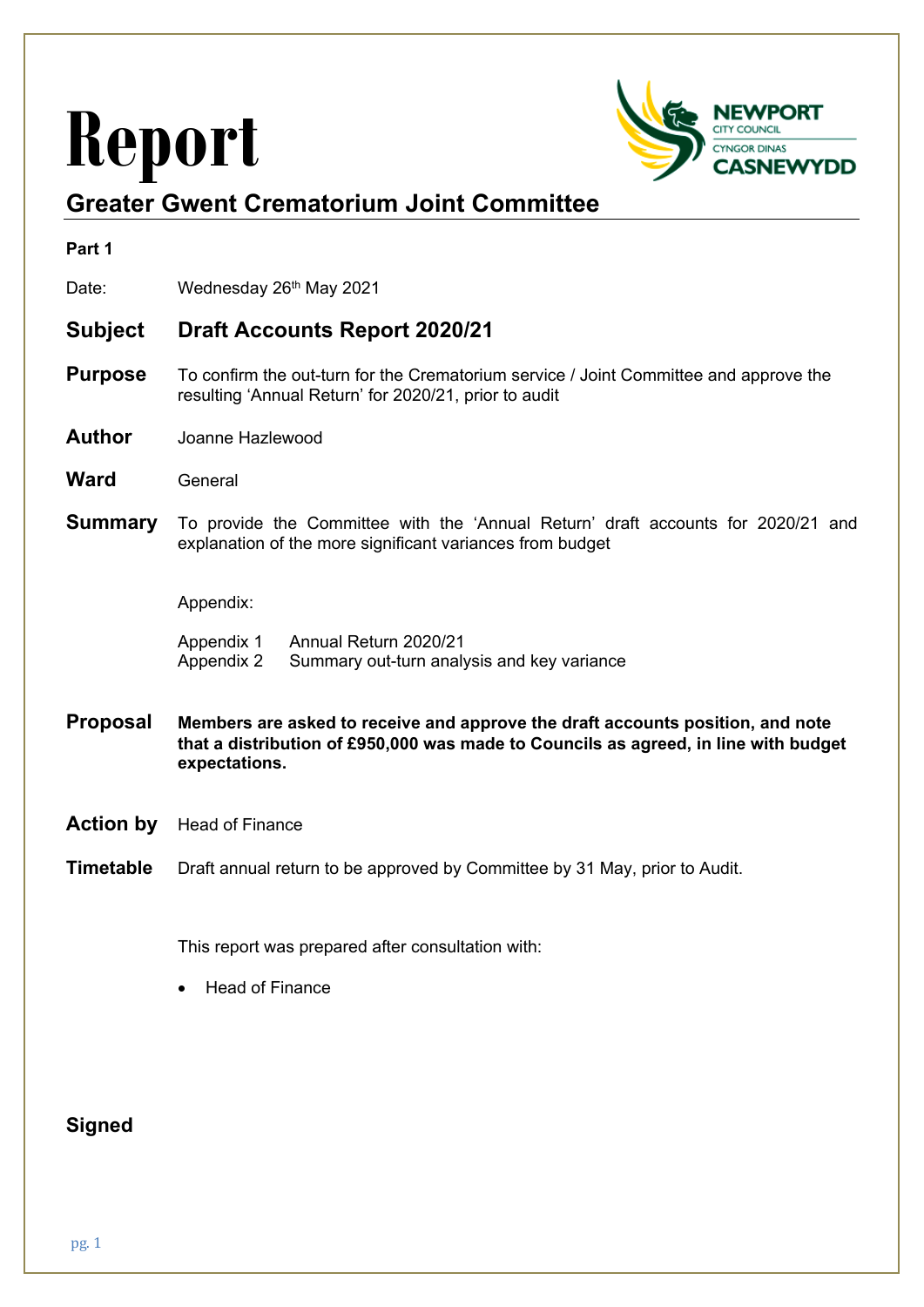# Report

## Greater Gwent Crematorium Joint Committee

**Part 1**

Date: Wednesday 26th May 2021

**Subject** **Draft Accounts Report 2020/21**

**Purpose** To confirm the out-turn for the Crematorium service / Joint Committee and approve the resulting 'Annual Return' for 2020/21, prior to audit

**Author** Joanne Hazlewood

**Ward** General

**Summary** To provide the Committee with the 'Annual Return' draft accounts for 2020/21 and explanation of the more significant variances from budget

Appendix:

Appendix 1 Annual Return 2020/21
Appendix 2 Summary out-turn analysis and key variance

**Proposal** **Members are asked to receive and approve the draft accounts position, and note that a distribution of £950,000 was made to Councils as agreed, in line with budget expectations.**

**Action by** Head of Finance

**Timetable** Draft annual return to be approved by Committee by 31 May, prior to Audit.

This report was prepared after consultation with:

- Head of Finance

**Signed**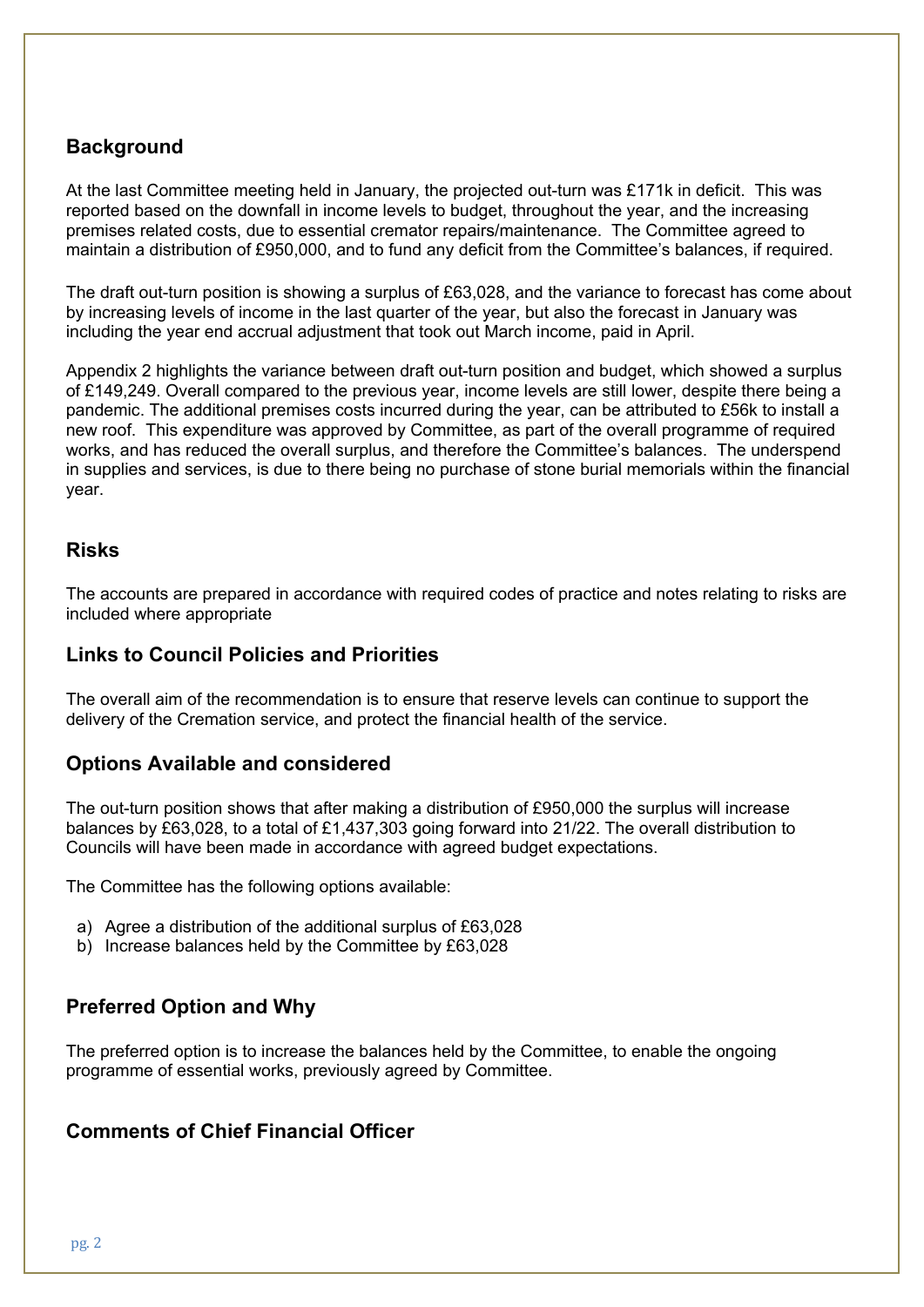## Background

At the last Committee meeting held in January, the projected out-turn was £171k in deficit. This was reported based on the downfall in income levels to budget, throughout the year, and the increasing premises related costs, due to essential cremator repairs/maintenance. The Committee agreed to maintain a distribution of £950,000, and to fund any deficit from the Committee's balances, if required.

The draft out-turn position is showing a surplus of £63,028, and the variance to forecast has come about by increasing levels of income in the last quarter of the year, but also the forecast in January was including the year end accrual adjustment that took out March income, paid in April.

Appendix 2 highlights the variance between draft out-turn position and budget, which showed a surplus of £149,249. Overall compared to the previous year, income levels are still lower, despite there being a pandemic. The additional premises costs incurred during the year, can be attributed to £56k to install a new roof. This expenditure was approved by Committee, as part of the overall programme of required works, and has reduced the overall surplus, and therefore the Committee's balances. The underspend in supplies and services, is due to there being no purchase of stone burial memorials within the financial year.

## Risks

The accounts are prepared in accordance with required codes of practice and notes relating to risks are included where appropriate

## Links to Council Policies and Priorities

The overall aim of the recommendation is to ensure that reserve levels can continue to support the delivery of the Cremation service, and protect the financial health of the service.

## Options Available and considered

The out-turn position shows that after making a distribution of £950,000 the surplus will increase balances by £63,028, to a total of £1,437,303 going forward into 21/22. The overall distribution to Councils will have been made in accordance with agreed budget expectations.

The Committee has the following options available:

a) Agree a distribution of the additional surplus of £63,028
b) Increase balances held by the Committee by £63,028

## Preferred Option and Why

The preferred option is to increase the balances held by the Committee, to enable the ongoing programme of essential works, previously agreed by Committee.

## Comments of Chief Financial Officer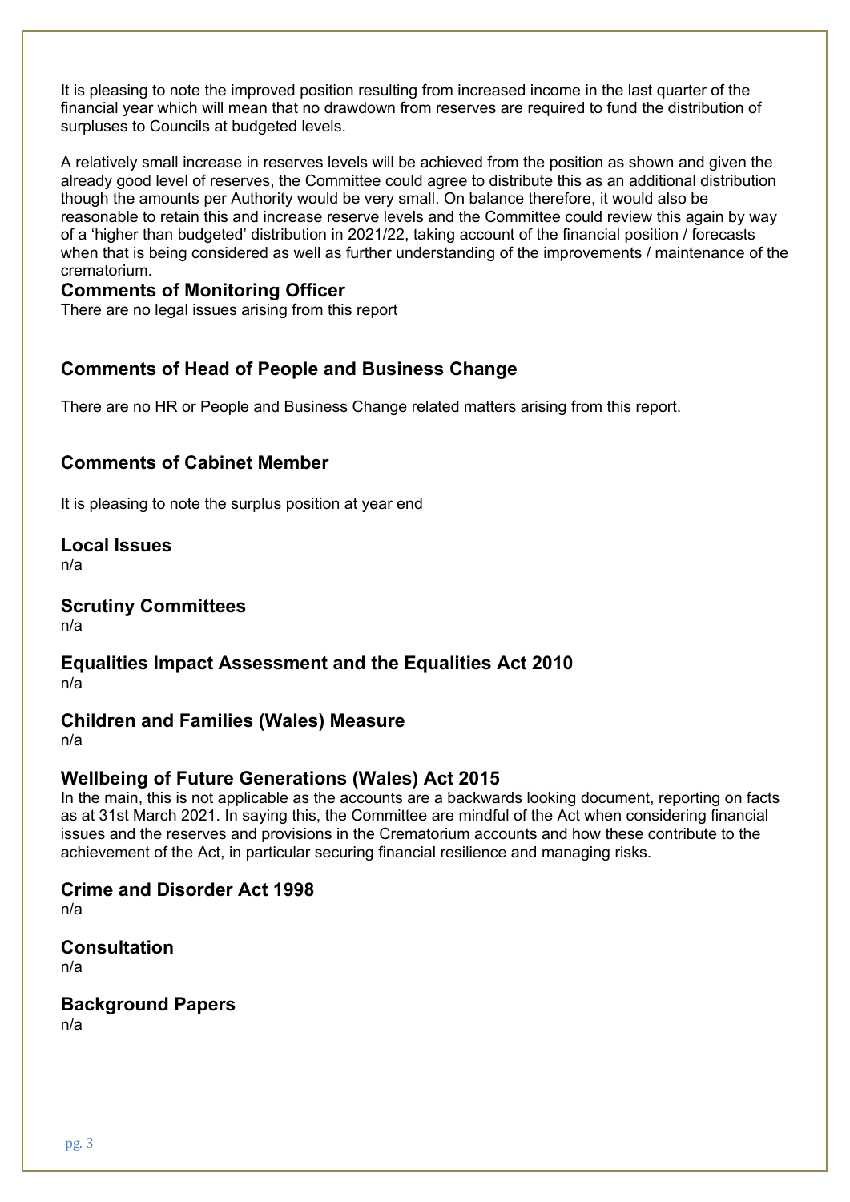It is pleasing to note the improved position resulting from increased income in the last quarter of the financial year which will mean that no drawdown from reserves are required to fund the distribution of surpluses to Councils at budgeted levels.

A relatively small increase in reserves levels will be achieved from the position as shown and given the already good level of reserves, the Committee could agree to distribute this as an additional distribution though the amounts per Authority would be very small. On balance therefore, it would also be reasonable to retain this and increase reserve levels and the Committee could review this again by way of a 'higher than budgeted' distribution in 2021/22, taking account of the financial position / forecasts when that is being considered as well as further understanding of the improvements / maintenance of the crematorium.

## Comments of Monitoring Officer

There are no legal issues arising from this report

## Comments of Head of People and Business Change

There are no HR or People and Business Change related matters arising from this report.

## Comments of Cabinet Member

It is pleasing to note the surplus position at year end

## Local Issues

n/a

## Scrutiny Committees

n/a

## Equalities Impact Assessment and the Equalities Act 2010

n/a

## Children and Families (Wales) Measure

n/a

## Wellbeing of Future Generations (Wales) Act 2015

In the main, this is not applicable as the accounts are a backwards looking document, reporting on facts as at 31st March 2021. In saying this, the Committee are mindful of the Act when considering financial issues and the reserves and provisions in the Crematorium accounts and how these contribute to the achievement of the Act, in particular securing financial resilience and managing risks.

## Crime and Disorder Act 1998

n/a

## Consultation

n/a

## Background Papers

n/a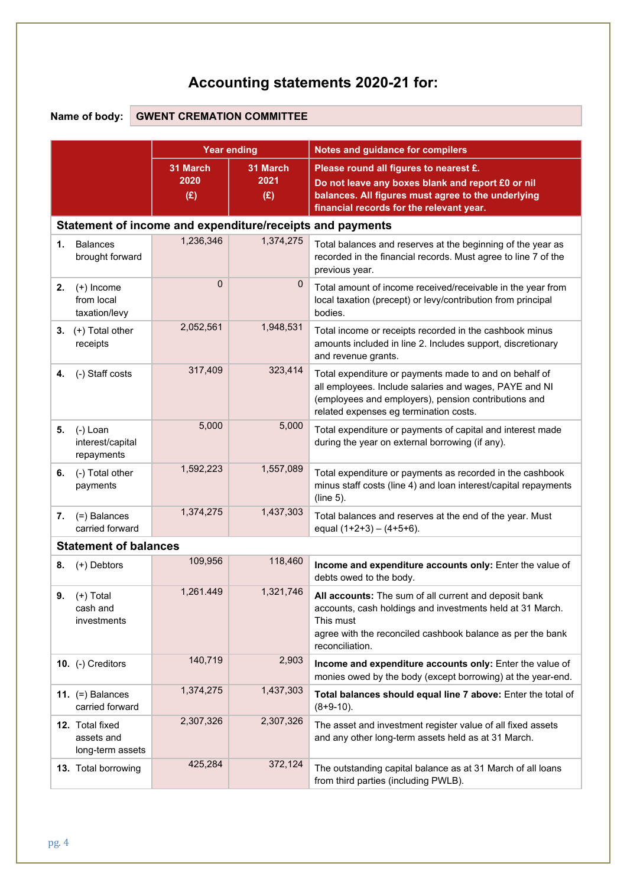# Accounting statements 2020-21 for:

**Name of body:** GWENT CREMATION COMMITTEE

| | Year ending | | Notes and guidance for compilers |
|---|---|---|---|
| | 31 March 2020 (£) | 31 March 2021 (£) | Please round all figures to nearest £. Do not leave any boxes blank and report £0 or nil balances. All figures must agree to the underlying financial records for the relevant year. |
| **Statement of income and expenditure/receipts and payments** | | | |
| **1.** Balances brought forward | 1,236,346 | 1,374,275 | Total balances and reserves at the beginning of the year as recorded in the financial records. Must agree to line 7 of the previous year. |
| **2.** (+) Income from local taxation/levy | 0 | 0 | Total amount of income received/receivable in the year from local taxation (precept) or levy/contribution from principal bodies. |
| **3.** (+) Total other receipts | 2,052,561 | 1,948,531 | Total income or receipts recorded in the cashbook minus amounts included in line 2. Includes support, discretionary and revenue grants. |
| **4.** (-) Staff costs | 317,409 | 323,414 | Total expenditure or payments made to and on behalf of all employees. Include salaries and wages, PAYE and NI (employees and employers), pension contributions and related expenses eg termination costs. |
| **5.** (-) Loan interest/capital repayments | 5,000 | 5,000 | Total expenditure or payments of capital and interest made during the year on external borrowing (if any). |
| **6.** (-) Total other payments | 1,592,223 | 1,557,089 | Total expenditure or payments as recorded in the cashbook minus staff costs (line 4) and loan interest/capital repayments (line 5). |
| **7.** (=) Balances carried forward | 1,374,275 | 1,437,303 | Total balances and reserves at the end of the year. Must equal (1+2+3) – (4+5+6). |
| **Statement of balances** | | | |
| **8.** (+) Debtors | 109,956 | 118,460 | **Income and expenditure accounts only:** Enter the value of debts owed to the body. |
| **9.** (+) Total cash and investments | 1,261.449 | 1,321,746 | **All accounts:** The sum of all current and deposit bank accounts, cash holdings and investments held at 31 March. This must agree with the reconciled cashbook balance as per the bank reconciliation. |
| **10.** (-) Creditors | 140,719 | 2,903 | **Income and expenditure accounts only:** Enter the value of monies owed by the body (except borrowing) at the year-end. |
| **11.** (=) Balances carried forward | 1,374,275 | 1,437,303 | **Total balances should equal line 7 above:** Enter the total of (8+9-10). |
| **12.** Total fixed assets and long-term assets | 2,307,326 | 2,307,326 | The asset and investment register value of all fixed assets and any other long-term assets held as at 31 March. |
| **13.** Total borrowing | 425,284 | 372,124 | The outstanding capital balance as at 31 March of all loans from third parties (including PWLB). |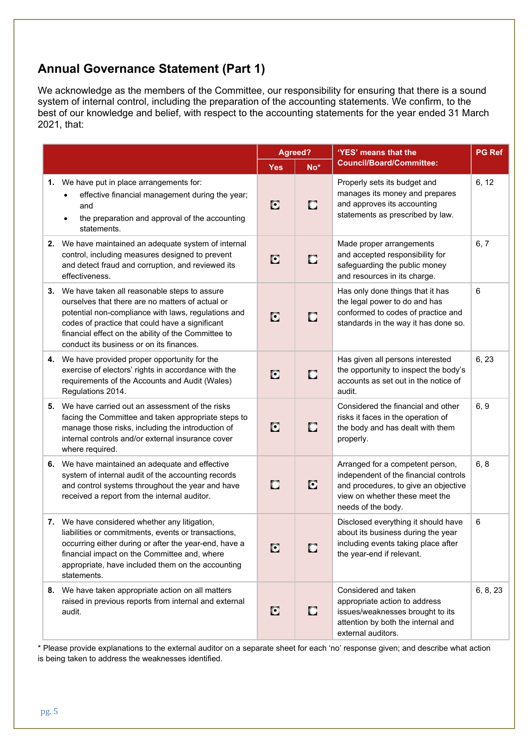## Annual Governance Statement (Part 1)

We acknowledge as the members of the Committee, our responsibility for ensuring that there is a sound system of internal control, including the preparation of the accounting statements. We confirm, to the best of our knowledge and belief, with respect to the accounting statements for the year ended 31 March 2021, that:

| | Agreed? | | 'YES' means that the Council/Board/Committee: | PG Ref |
|---|---|---|---|---|
| | Yes | No* | | |
| **1.** We have put in place arrangements for: <br>• effective financial management during the year; and <br>• the preparation and approval of the accounting statements. | ☒ | ☐ | Properly sets its budget and manages its money and prepares and approves its accounting statements as prescribed by law. | 6, 12 |
| **2.** We have maintained an adequate system of internal control, including measures designed to prevent and detect fraud and corruption, and reviewed its effectiveness. | ☒ | ☐ | Made proper arrangements and accepted responsibility for safeguarding the public money and resources in its charge. | 6, 7 |
| **3.** We have taken all reasonable steps to assure ourselves that there are no matters of actual or potential non-compliance with laws, regulations and codes of practice that could have a significant financial effect on the ability of the Committee to conduct its business or on its finances. | ☒ | ☐ | Has only done things that it has the legal power to do and has conformed to codes of practice and standards in the way it has done so. | 6 |
| **4.** We have provided proper opportunity for the exercise of electors' rights in accordance with the requirements of the Accounts and Audit (Wales) Regulations 2014. | ☒ | ☐ | Has given all persons interested the opportunity to inspect the body's accounts as set out in the notice of audit. | 6, 23 |
| **5.** We have carried out an assessment of the risks facing the Committee and taken appropriate steps to manage those risks, including the introduction of internal controls and/or external insurance cover where required. | ☒ | ☐ | Considered the financial and other risks it faces in the operation of the body and has dealt with them properly. | 6, 9 |
| **6.** We have maintained an adequate and effective system of internal audit of the accounting records and control systems throughout the year and have received a report from the internal auditor. | ☐ | ☒ | Arranged for a competent person, independent of the financial controls and procedures, to give an objective view on whether these meet the needs of the body. | 6, 8 |
| **7.** We have considered whether any litigation, liabilities or commitments, events or transactions, occurring either during or after the year-end, have a financial impact on the Committee and, where appropriate, have included them on the accounting statements. | ☒ | ☐ | Disclosed everything it should have about its business during the year including events taking place after the year-end if relevant. | 6 |
| **8.** We have taken appropriate action on all matters raised in previous reports from internal and external audit. | ☒ | ☐ | Considered and taken appropriate action to address issues/weaknesses brought to its attention by both the internal and external auditors. | 6, 8, 23 |

* Please provide explanations to the external auditor on a separate sheet for each 'no' response given; and describe what action is being taken to address the weaknesses identified.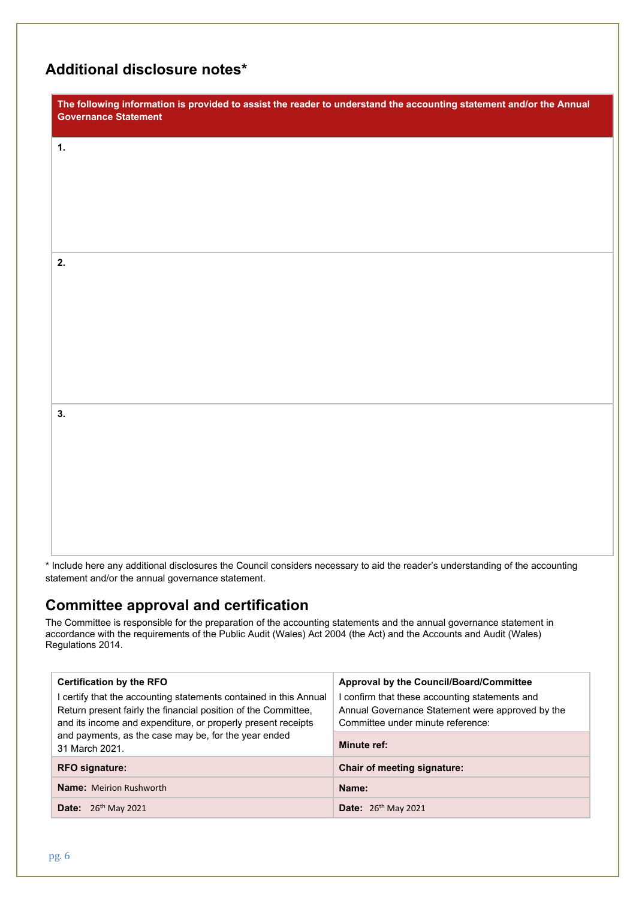## Additional disclosure notes*

| The following information is provided to assist the reader to understand the accounting statement and/or the Annual Governance Statement |
|---|
| **1.** |
| **2.** |
| **3.** |

* Include here any additional disclosures the Council considers necessary to aid the reader's understanding of the accounting statement and/or the annual governance statement.

## Committee approval and certification

The Committee is responsible for the preparation of the accounting statements and the annual governance statement in accordance with the requirements of the Public Audit (Wales) Act 2004 (the Act) and the Accounts and Audit (Wales) Regulations 2014.

| **Certification by the RFO**<br>I certify that the accounting statements contained in this Annual Return present fairly the financial position of the Committee, and its income and expenditure, or properly present receipts and payments, as the case may be, for the year ended 31 March 2021. | **Approval by the Council/Board/Committee**<br>I confirm that these accounting statements and Annual Governance Statement were approved by the Committee under minute reference:<br>**Minute ref:** |
|---|---|
| **RFO signature:** | **Chair of meeting signature:** |
| **Name:** Meirion Rushworth | **Name:** |
| **Date:** 26th May 2021 | **Date:** 26th May 2021 |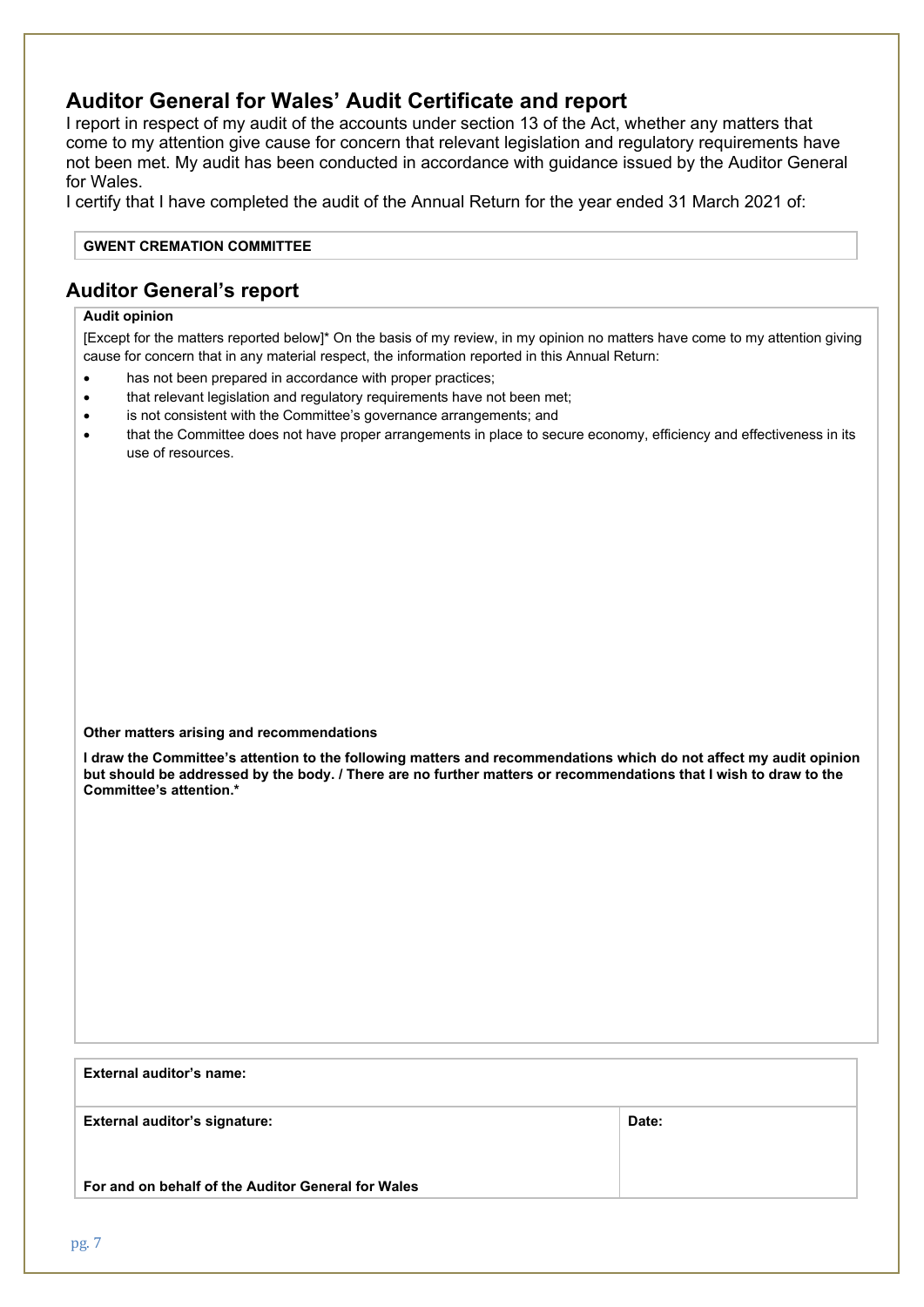## Auditor General for Wales' Audit Certificate and report

I report in respect of my audit of the accounts under section 13 of the Act, whether any matters that come to my attention give cause for concern that relevant legislation and regulatory requirements have not been met. My audit has been conducted in accordance with guidance issued by the Auditor General for Wales.

I certify that I have completed the audit of the Annual Return for the year ended 31 March 2021 of:

| GWENT CREMATION COMMITTEE |
| --- |

## Auditor General's report

**Audit opinion**

[Except for the matters reported below]* On the basis of my review, in my opinion no matters have come to my attention giving cause for concern that in any material respect, the information reported in this Annual Return:

- has not been prepared in accordance with proper practices;
- that relevant legislation and regulatory requirements have not been met;
- is not consistent with the Committee's governance arrangements; and
- that the Committee does not have proper arrangements in place to secure economy, efficiency and effectiveness in its use of resources.

**Other matters arising and recommendations**

**I draw the Committee's attention to the following matters and recommendations which do not affect my audit opinion but should be addressed by the body. / There are no further matters or recommendations that I wish to draw to the Committee's attention.***

| External auditor's name: | |
| --- | --- |
| **External auditor's signature:**<br><br>**For and on behalf of the Auditor General for Wales** | **Date:** |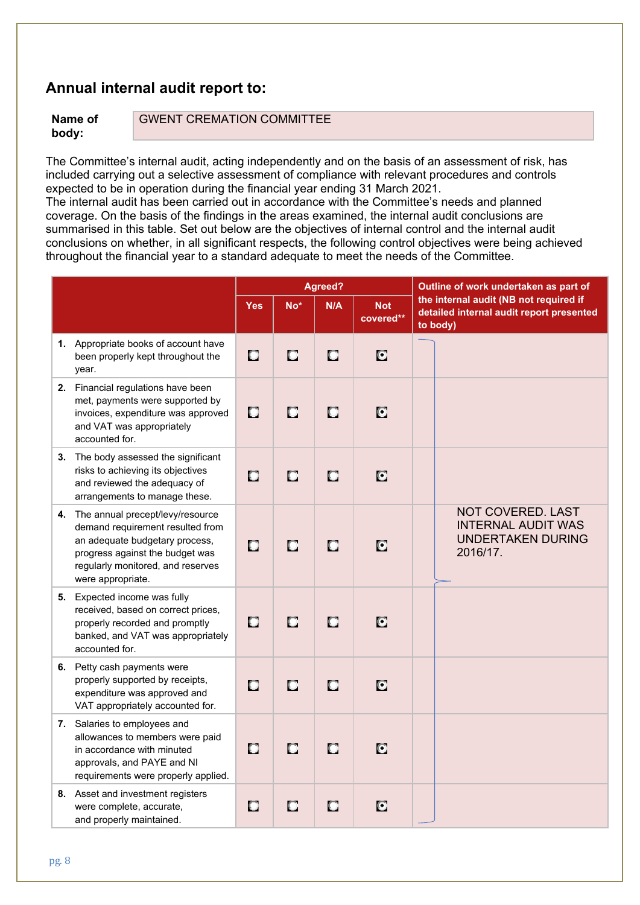## Annual internal audit report to:

**Name of body:** GWENT CREMATION COMMITTEE

The Committee's internal audit, acting independently and on the basis of an assessment of risk, has included carrying out a selective assessment of compliance with relevant procedures and controls expected to be in operation during the financial year ending 31 March 2021.
The internal audit has been carried out in accordance with the Committee's needs and planned coverage. On the basis of the findings in the areas examined, the internal audit conclusions are summarised in this table. Set out below are the objectives of internal control and the internal audit conclusions on whether, in all significant respects, the following control objectives were being achieved throughout the financial year to a standard adequate to meet the needs of the Committee.

| | Agreed? | | | | Outline of work undertaken as part of the internal audit (NB not required if detailed internal audit report presented to body) |
|---|---|---|---|---|---|
| | Yes | No* | N/A | Not covered** | |
| 1. Appropriate books of account have been properly kept throughout the year. | ○ | ○ | ○ | ● | NOT COVERED. LAST INTERNAL AUDIT WAS UNDERTAKEN DURING 2016/17. |
| 2. Financial regulations have been met, payments were supported by invoices, expenditure was approved and VAT was appropriately accounted for. | ○ | ○ | ○ | ● | |
| 3. The body assessed the significant risks to achieving its objectives and reviewed the adequacy of arrangements to manage these. | ○ | ○ | ○ | ● | |
| 4. The annual precept/levy/resource demand requirement resulted from an adequate budgetary process, progress against the budget was regularly monitored, and reserves were appropriate. | ○ | ○ | ○ | ● | |
| 5. Expected income was fully received, based on correct prices, properly recorded and promptly banked, and VAT was appropriately accounted for. | ○ | ○ | ○ | ● | |
| 6. Petty cash payments were properly supported by receipts, expenditure was approved and VAT appropriately accounted for. | ○ | ○ | ○ | ● | |
| 7. Salaries to employees and allowances to members were paid in accordance with minuted approvals, and PAYE and NI requirements were properly applied. | ○ | ○ | ○ | ● | |
| 8. Asset and investment registers were complete, accurate, and properly maintained. | ○ | ○ | ○ | ● | |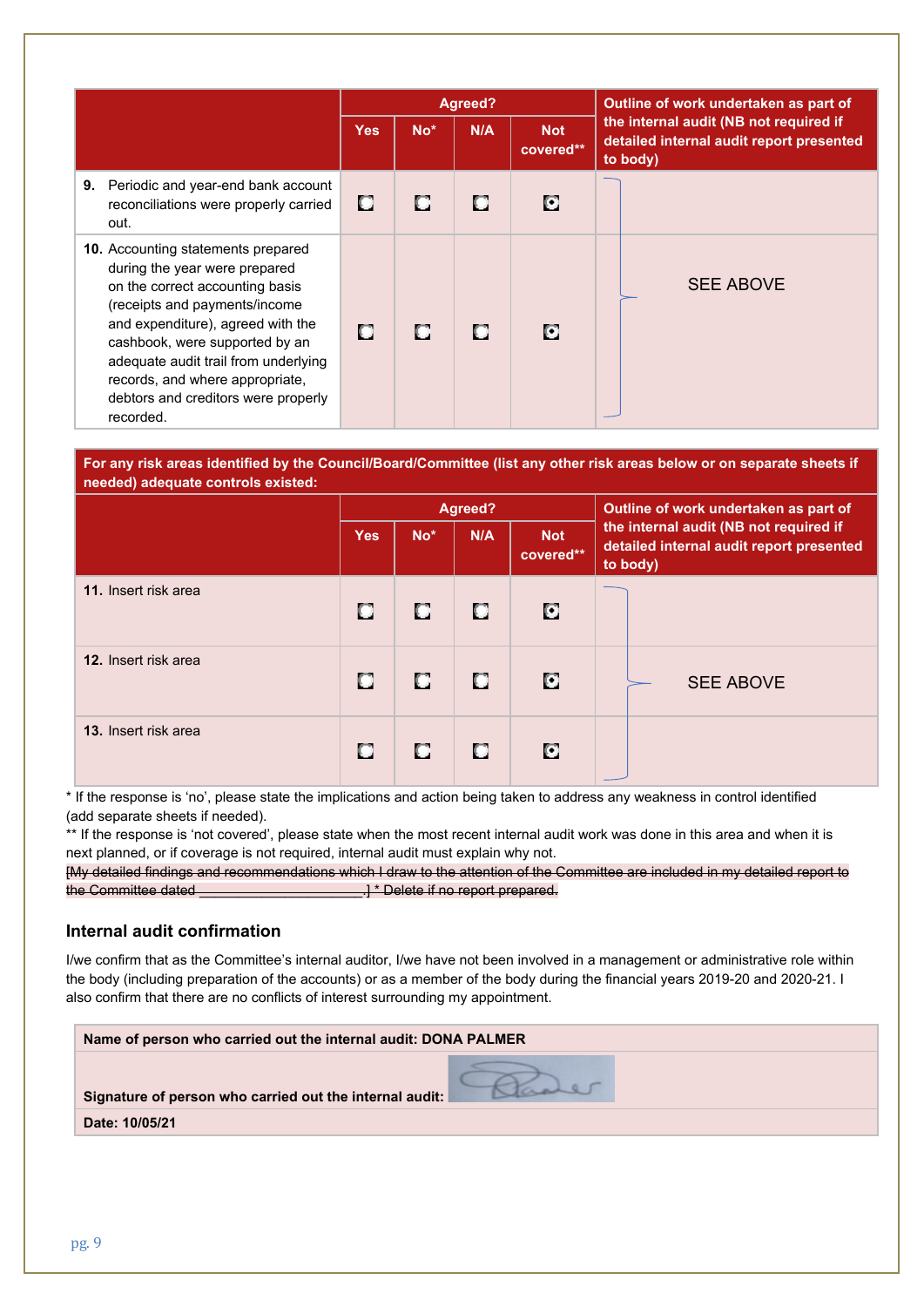| | Agreed? | | | | Outline of work undertaken as part of the internal audit (NB not required if detailed internal audit report presented to body) |
|---|---|---|---|---|---|
| | Yes | No* | N/A | Not covered** | |
| **9.** Periodic and year-end bank account reconciliations were properly carried out. | ☐ | ☐ | ☐ | ☒ | SEE ABOVE |
| **10.** Accounting statements prepared during the year were prepared on the correct accounting basis (receipts and payments/income and expenditure), agreed with the cashbook, were supported by an adequate audit trail from underlying records, and where appropriate, debtors and creditors were properly recorded. | ☐ | ☐ | ☐ | ☒ | |

**For any risk areas identified by the Council/Board/Committee (list any other risk areas below or on separate sheets if needed) adequate controls existed:**

| | Agreed? | | | | Outline of work undertaken as part of the internal audit (NB not required if detailed internal audit report presented to body) |
|---|---|---|---|---|---|
| | Yes | No* | N/A | Not covered** | |
| **11.** Insert risk area | ☐ | ☐ | ☐ | ☒ | |
| **12.** Insert risk area | ☐ | ☐ | ☐ | ☒ | SEE ABOVE |
| **13.** Insert risk area | ☐ | ☐ | ☐ | ☒ | |

\* If the response is 'no', please state the implications and action being taken to address any weakness in control identified (add separate sheets if needed).

** If the response is 'not covered', please state when the most recent internal audit work was done in this area and when it is next planned, or if coverage is not required, internal audit must explain why not.

~~[My detailed findings and recommendations which I draw to the attention of the Committee are included in my detailed report to the Committee dated ____________________.] * Delete if no report prepared.~~

## Internal audit confirmation

I/we confirm that as the Committee's internal auditor, I/we have not been involved in a management or administrative role within the body (including preparation of the accounts) or as a member of the body during the financial years 2019-20 and 2020-21. I also confirm that there are no conflicts of interest surrounding my appointment.

| **Name of person who carried out the internal audit: DONA PALMER** |
|---|
| **Signature of person who carried out the internal audit:** |
| **Date: 10/05/21** |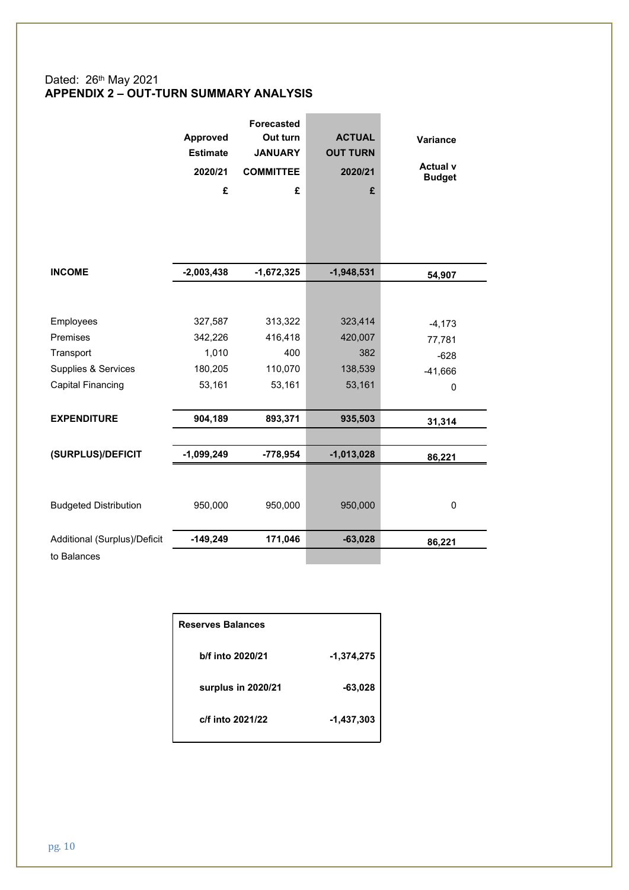Dated: 26th May 2021

## APPENDIX 2 – OUT-TURN SUMMARY ANALYSIS

| | Approved Estimate 2020/21 £ | Forecasted Out turn JANUARY COMMITTEE £ | ACTUAL OUT TURN 2020/21 £ | Variance Actual v Budget |
|---|---|---|---|---|
| **INCOME** | **-2,003,438** | **-1,672,325** | **-1,948,531** | **54,907** |
| Employees | 327,587 | 313,322 | 323,414 | -4,173 |
| Premises | 342,226 | 416,418 | 420,007 | 77,781 |
| Transport | 1,010 | 400 | 382 | -628 |
| Supplies & Services | 180,205 | 110,070 | 138,539 | -41,666 |
| Capital Financing | 53,161 | 53,161 | 53,161 | 0 |
| **EXPENDITURE** | **904,189** | **893,371** | **935,503** | **31,314** |
| **(SURPLUS)/DEFICIT** | **-1,099,249** | **-778,954** | **-1,013,028** | **86,221** |
| Budgeted Distribution | 950,000 | 950,000 | 950,000 | 0 |
| Additional (Surplus)/Deficit to Balances | **-149,249** | **171,046** | **-63,028** | **86,221** |

| **Reserves Balances** | |
|---|---|
| **b/f into 2020/21** | **-1,374,275** |
| **surplus in 2020/21** | **-63,028** |
| **c/f into 2021/22** | **-1,437,303** |